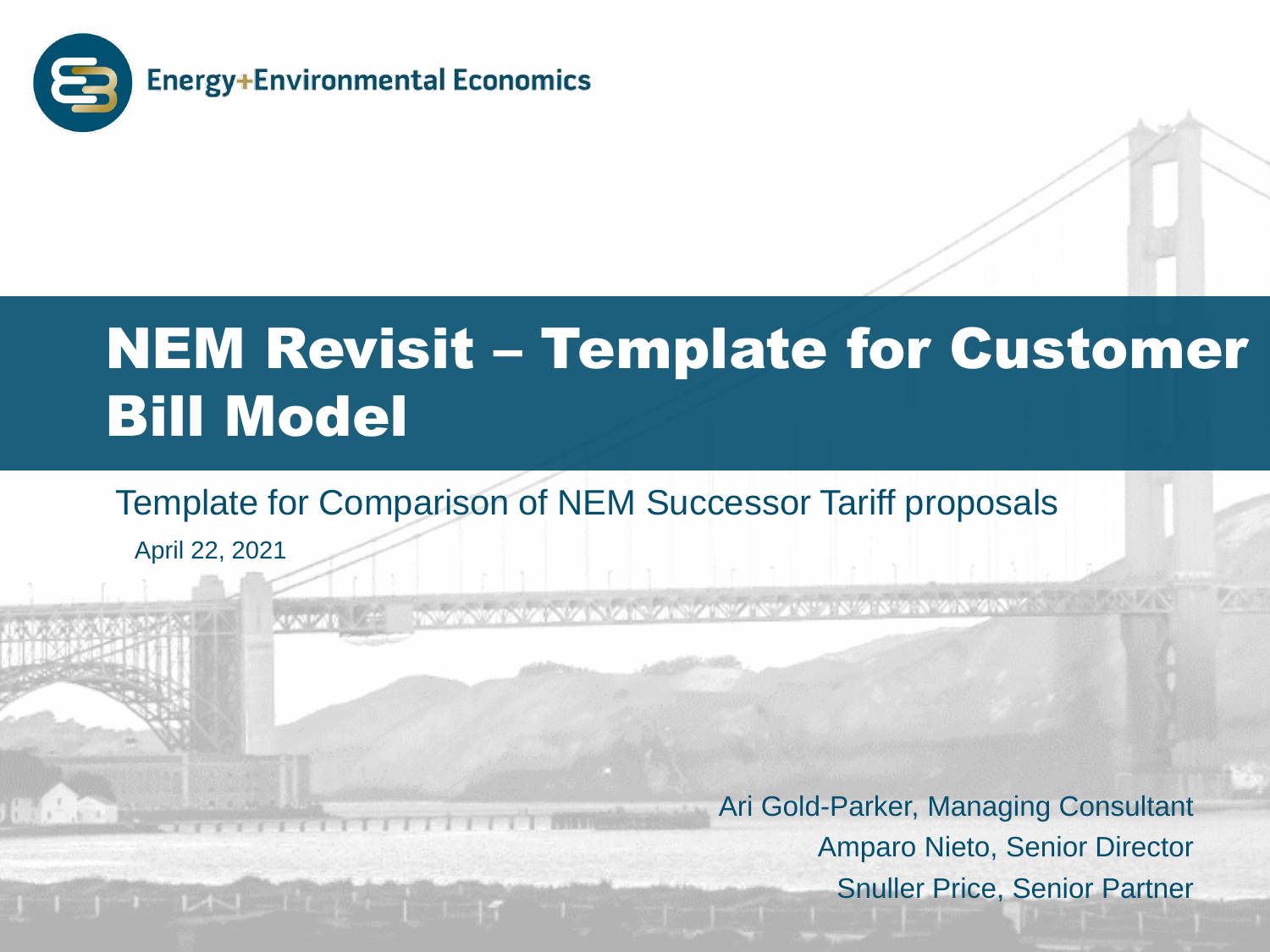Energy+Environmental Economics

# NEM Revisit – Template for Customer Bill Model

Template for Comparison of NEM Successor Tariff proposals

April 22, 2021

Ari Gold-Parker, Managing Consultant
Amparo Nieto, Senior Director
Snuller Price, Senior Partner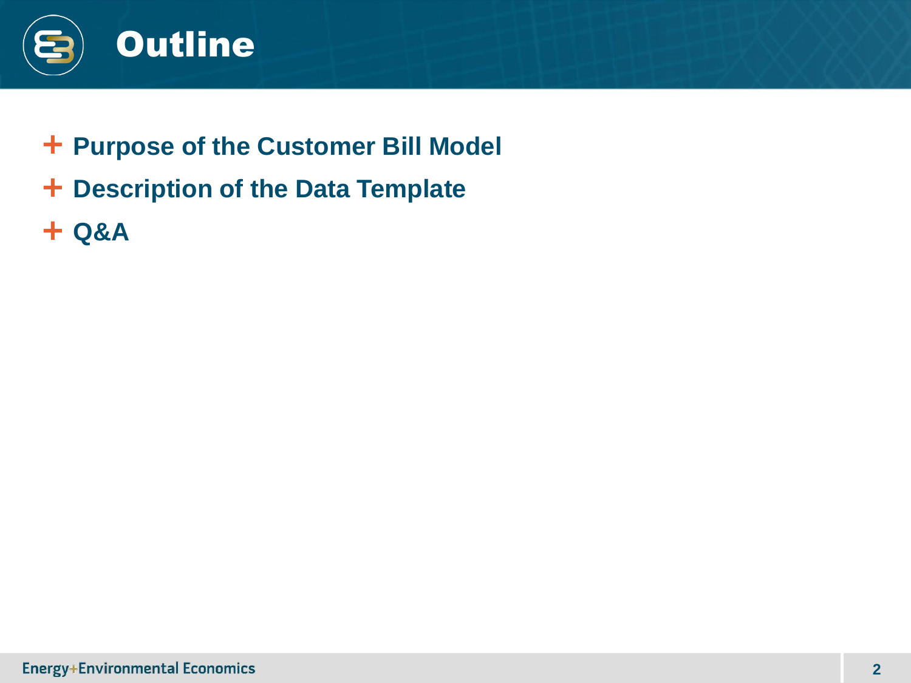# Outline

- Purpose of the Customer Bill Model
- Description of the Data Template
- Q&A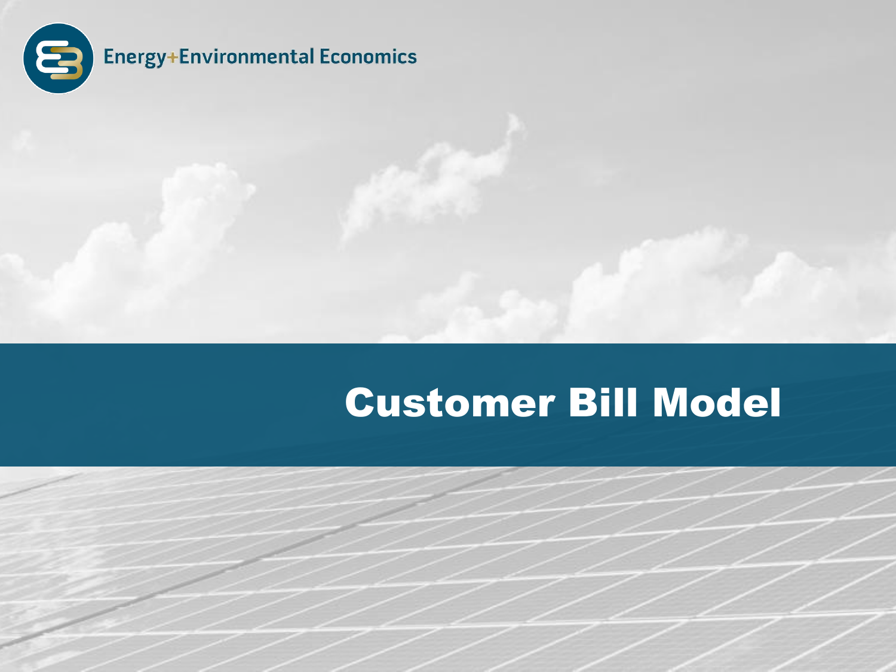# Customer Bill Model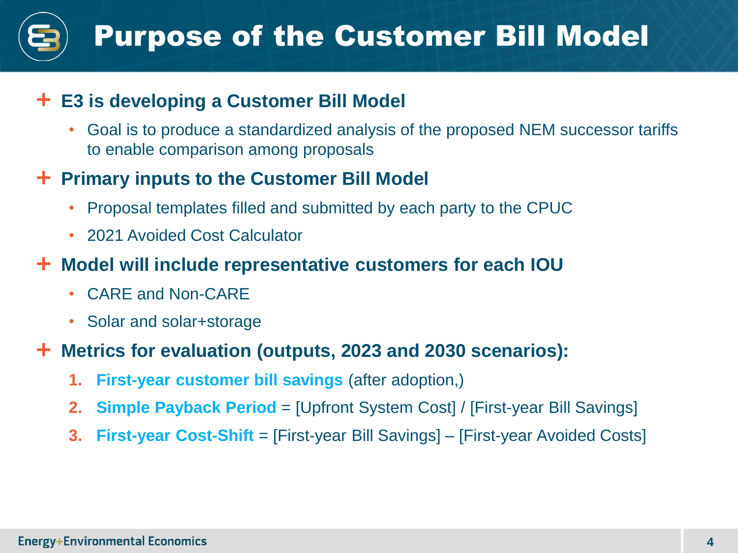# Purpose of the Customer Bill Model

- **E3 is developing a Customer Bill Model**
  - Goal is to produce a standardized analysis of the proposed NEM successor tariffs to enable comparison among proposals
- **Primary inputs to the Customer Bill Model**
  - Proposal templates filled and submitted by each party to the CPUC
  - 2021 Avoided Cost Calculator
- **Model will include representative customers for each IOU**
  - CARE and Non-CARE
  - Solar and solar+storage
- **Metrics for evaluation (outputs, 2023 and 2030 scenarios):**
  1. **First-year customer bill savings** (after adoption,)
  2. **Simple Payback Period** = [Upfront System Cost] / [First-year Bill Savings]
  3. **First-year Cost-Shift** = [First-year Bill Savings] – [First-year Avoided Costs]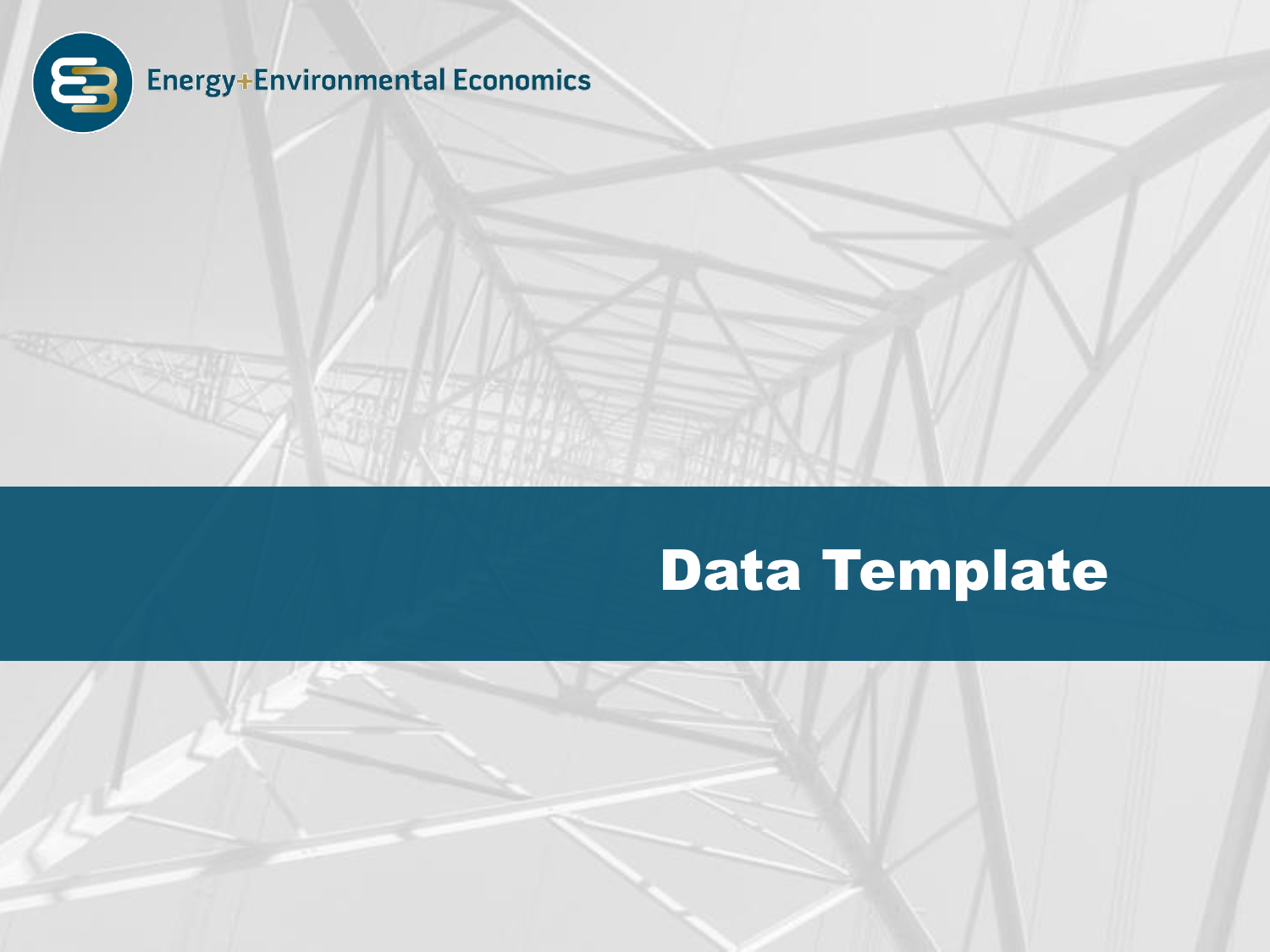# Data Template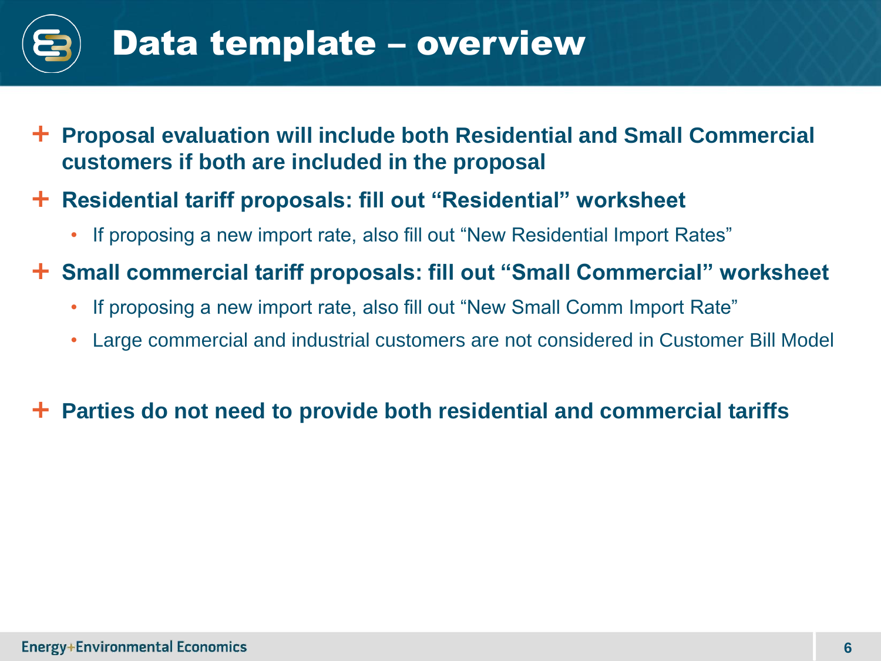# Data template – overview

- **Proposal evaluation will include both Residential and Small Commercial customers if both are included in the proposal**
- **Residential tariff proposals: fill out "Residential" worksheet**
  - If proposing a new import rate, also fill out "New Residential Import Rates"
- **Small commercial tariff proposals: fill out "Small Commercial" worksheet**
  - If proposing a new import rate, also fill out "New Small Comm Import Rate"
  - Large commercial and industrial customers are not considered in Customer Bill Model
- **Parties do not need to provide both residential and commercial tariffs**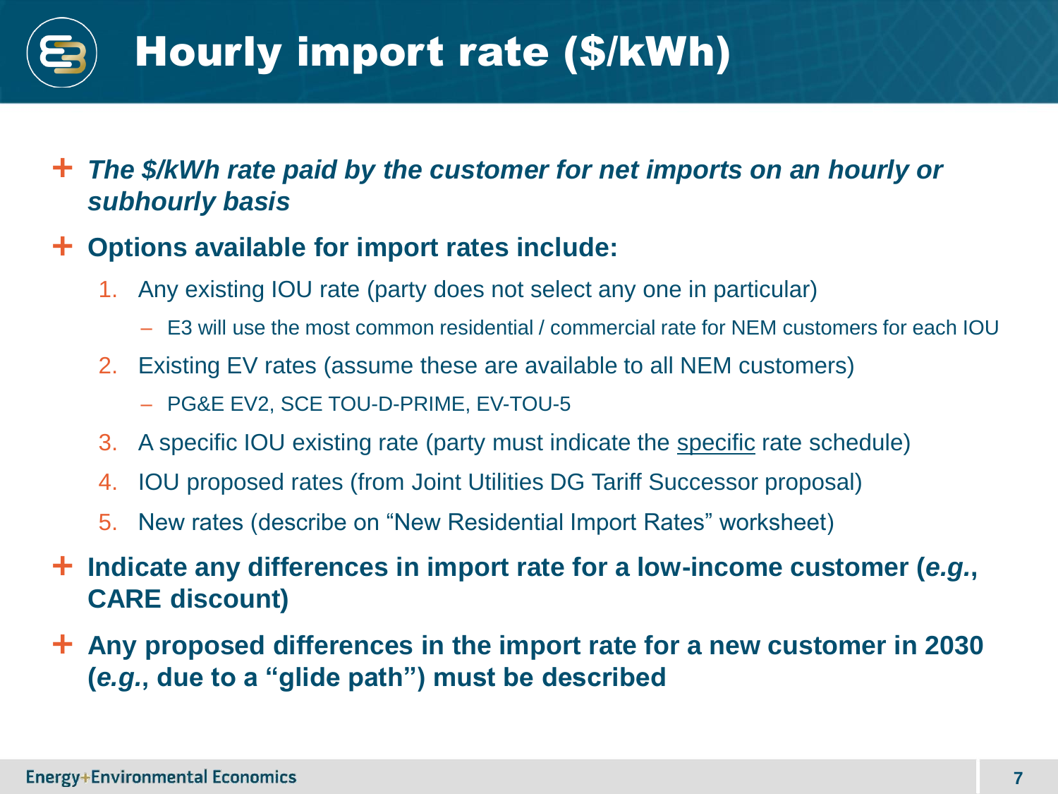# Hourly import rate ($/kWh)

- ***The $/kWh rate paid by the customer for net imports on an hourly or subhourly basis***
- **Options available for import rates include:**
  1. Any existing IOU rate (party does not select any one in particular)
     - E3 will use the most common residential / commercial rate for NEM customers for each IOU
  2. Existing EV rates (assume these are available to all NEM customers)
     - PG&E EV2, SCE TOU-D-PRIME, EV-TOU-5
  3. A specific IOU existing rate (party must indicate the <u>specific</u> rate schedule)
  4. IOU proposed rates (from Joint Utilities DG Tariff Successor proposal)
  5. New rates (describe on "New Residential Import Rates" worksheet)
- **Indicate any differences in import rate for a low-income customer (*e.g.*, CARE discount)**
- **Any proposed differences in the import rate for a new customer in 2030 (*e.g.*, due to a "glide path") must be described**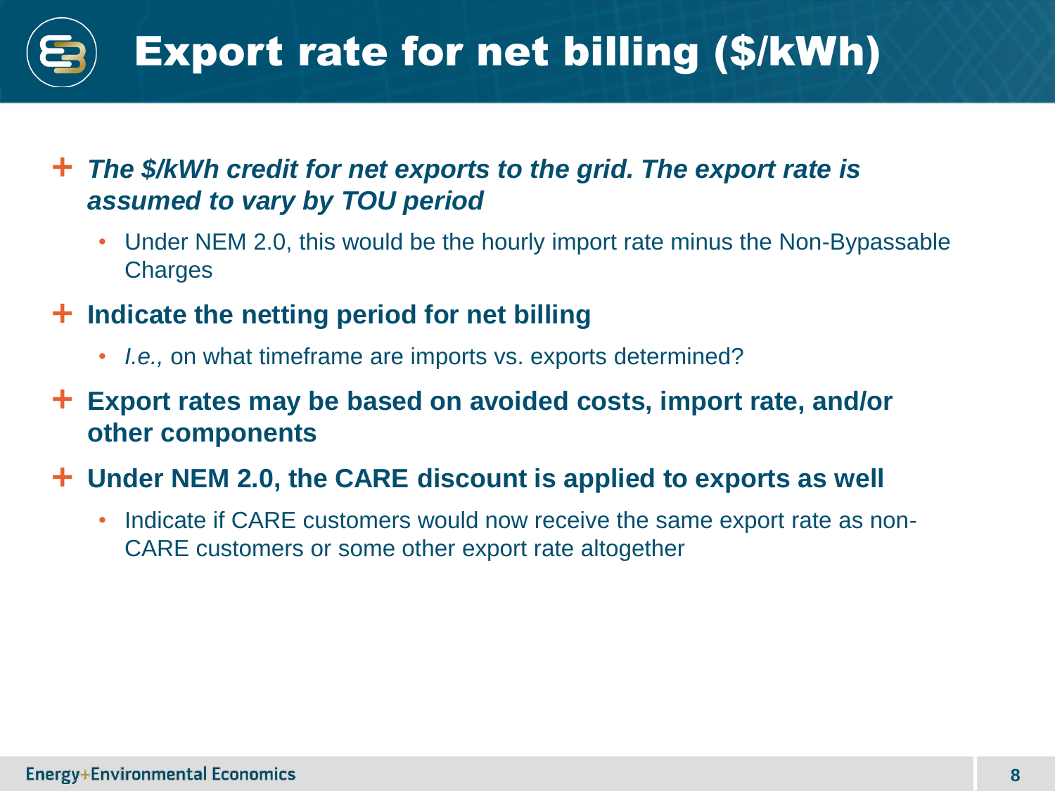# Export rate for net billing ($/kWh)

- ***The $/kWh credit for net exports to the grid. The export rate is assumed to vary by TOU period***
  - Under NEM 2.0, this would be the hourly import rate minus the Non-Bypassable Charges
- **Indicate the netting period for net billing**
  - *I.e.,* on what timeframe are imports vs. exports determined?
- **Export rates may be based on avoided costs, import rate, and/or other components**
- **Under NEM 2.0, the CARE discount is applied to exports as well**
  - Indicate if CARE customers would now receive the same export rate as non-CARE customers or some other export rate altogether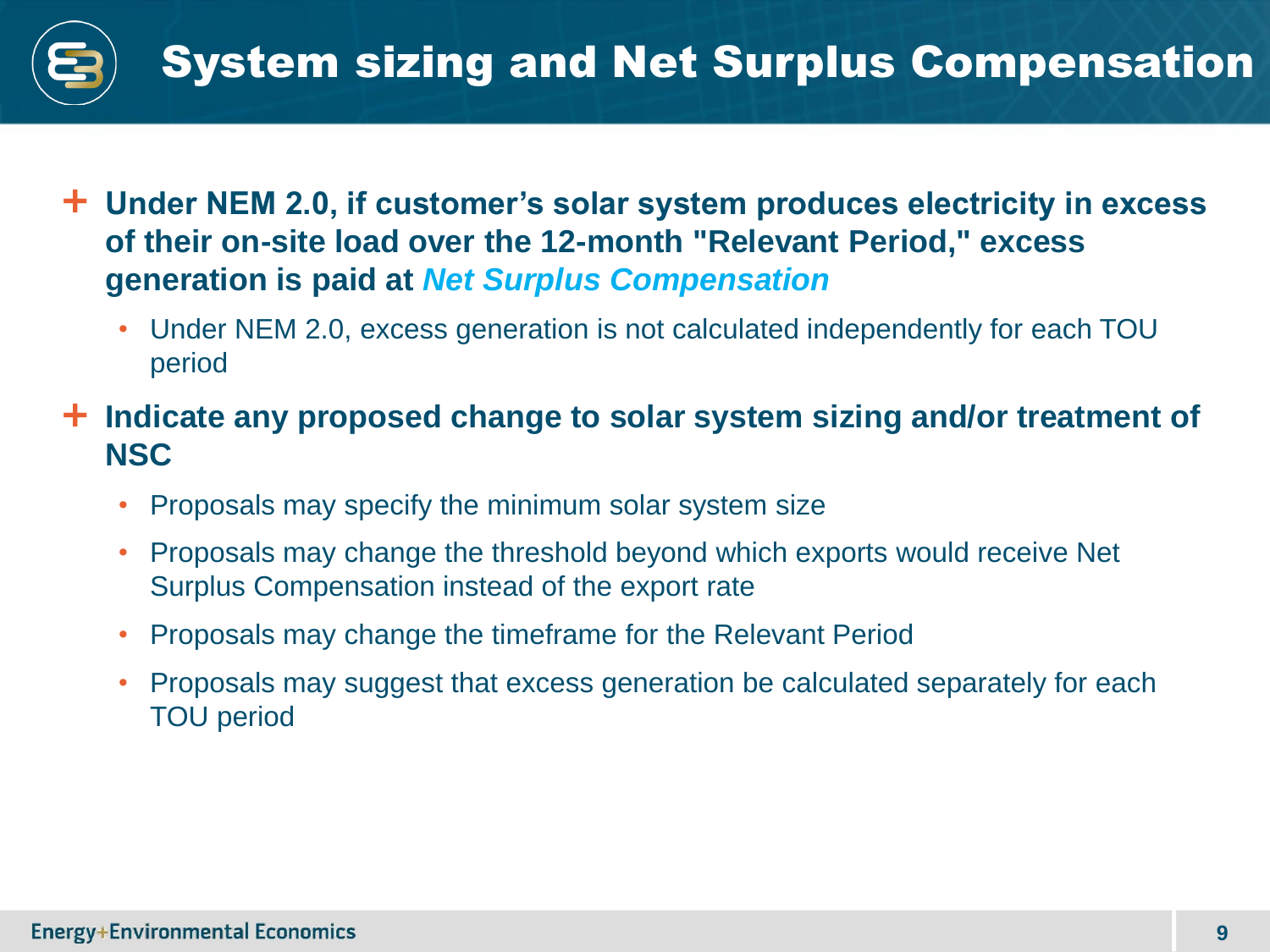# System sizing and Net Surplus Compensation

- **Under NEM 2.0, if customer's solar system produces electricity in excess of their on-site load over the 12-month "Relevant Period," excess generation is paid at *Net Surplus Compensation***
  - Under NEM 2.0, excess generation is not calculated independently for each TOU period
- **Indicate any proposed change to solar system sizing and/or treatment of NSC**
  - Proposals may specify the minimum solar system size
  - Proposals may change the threshold beyond which exports would receive Net Surplus Compensation instead of the export rate
  - Proposals may change the timeframe for the Relevant Period
  - Proposals may suggest that excess generation be calculated separately for each TOU period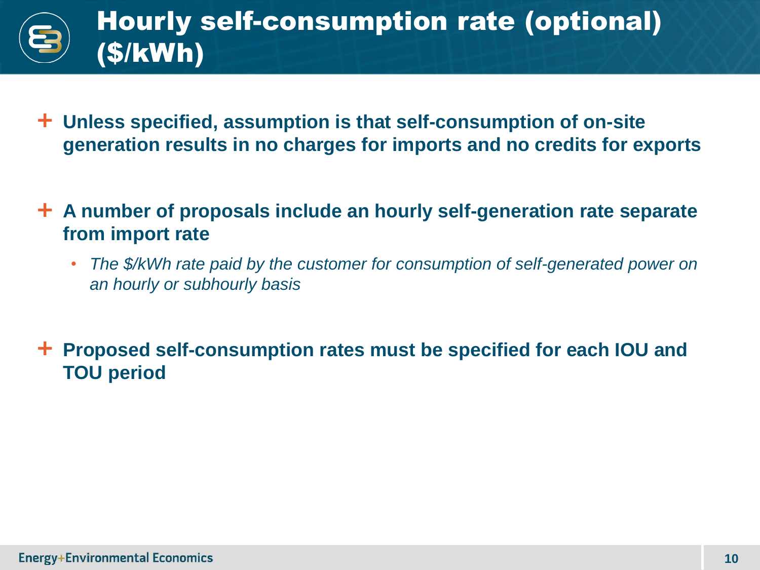# Hourly self-consumption rate (optional) ($/kWh)

- **Unless specified, assumption is that self-consumption of on-site generation results in no charges for imports and no credits for exports**
- **A number of proposals include an hourly self-generation rate separate from import rate**
  - *The $/kWh rate paid by the customer for consumption of self-generated power on an hourly or subhourly basis*
- **Proposed self-consumption rates must be specified for each IOU and TOU period**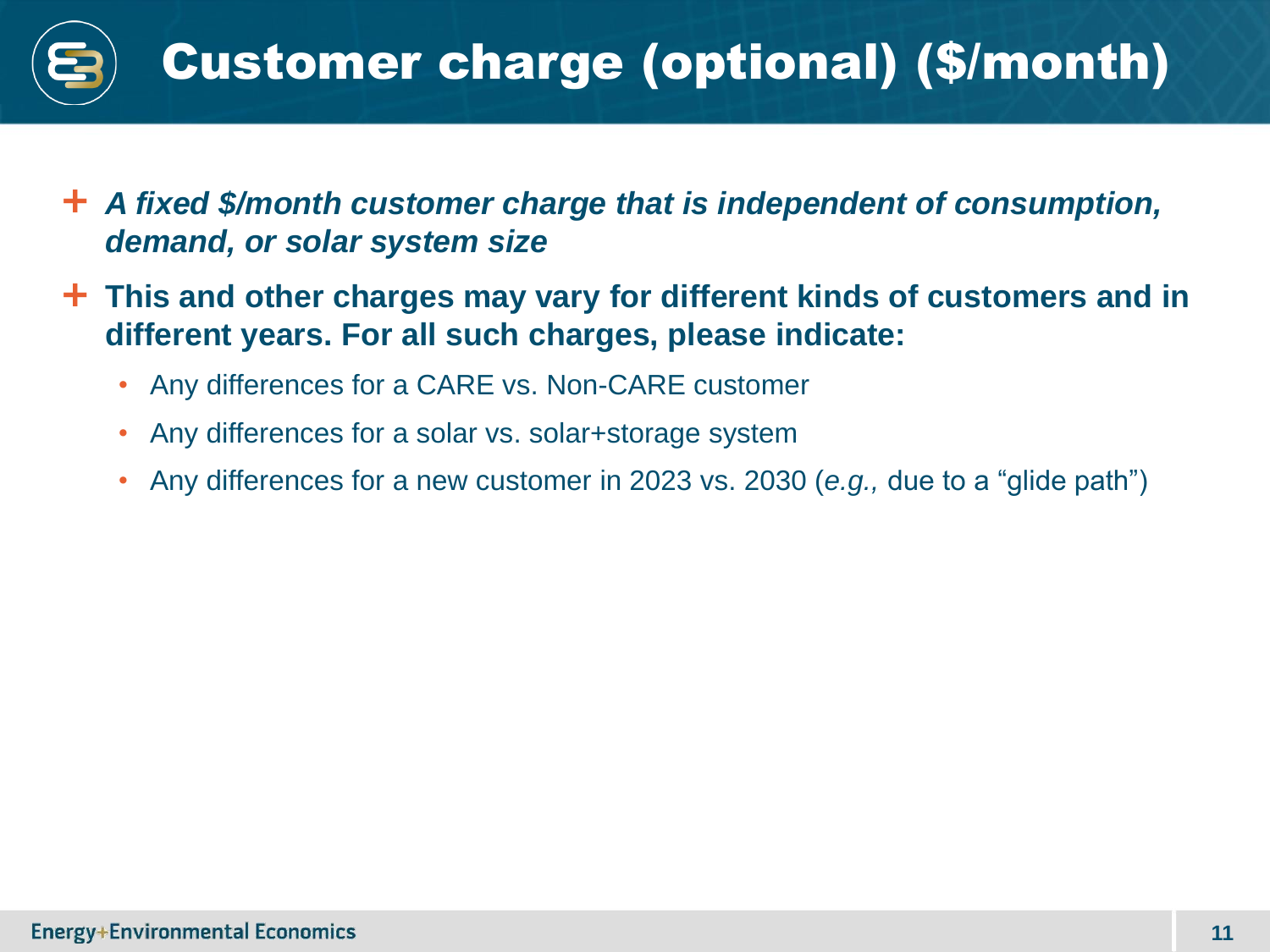# Customer charge (optional) ($/month)

- ***A fixed $/month customer charge that is independent of consumption, demand, or solar system size***
- **This and other charges may vary for different kinds of customers and in different years. For all such charges, please indicate:**
  - Any differences for a CARE vs. Non-CARE customer
  - Any differences for a solar vs. solar+storage system
  - Any differences for a new customer in 2023 vs. 2030 (*e.g.,* due to a "glide path")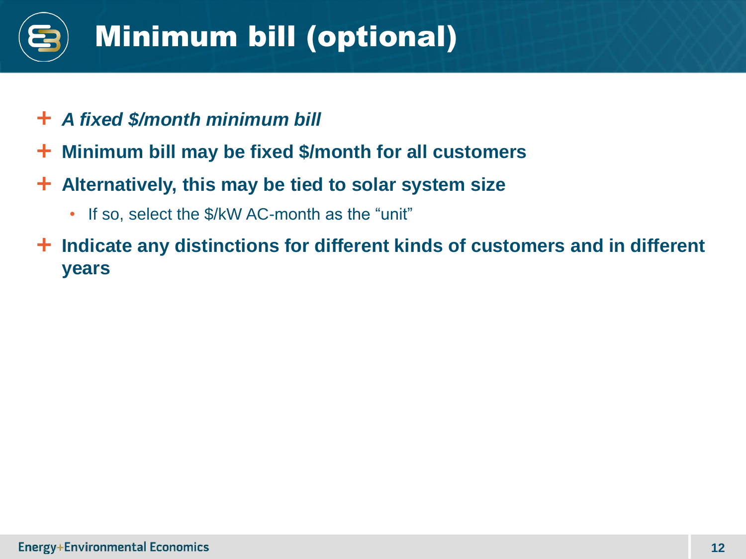# Minimum bill (optional)

- ***A fixed $/month minimum bill***
- **Minimum bill may be fixed $/month for all customers**
- **Alternatively, this may be tied to solar system size**
  - If so, select the $/kW AC-month as the "unit"
- **Indicate any distinctions for different kinds of customers and in different years**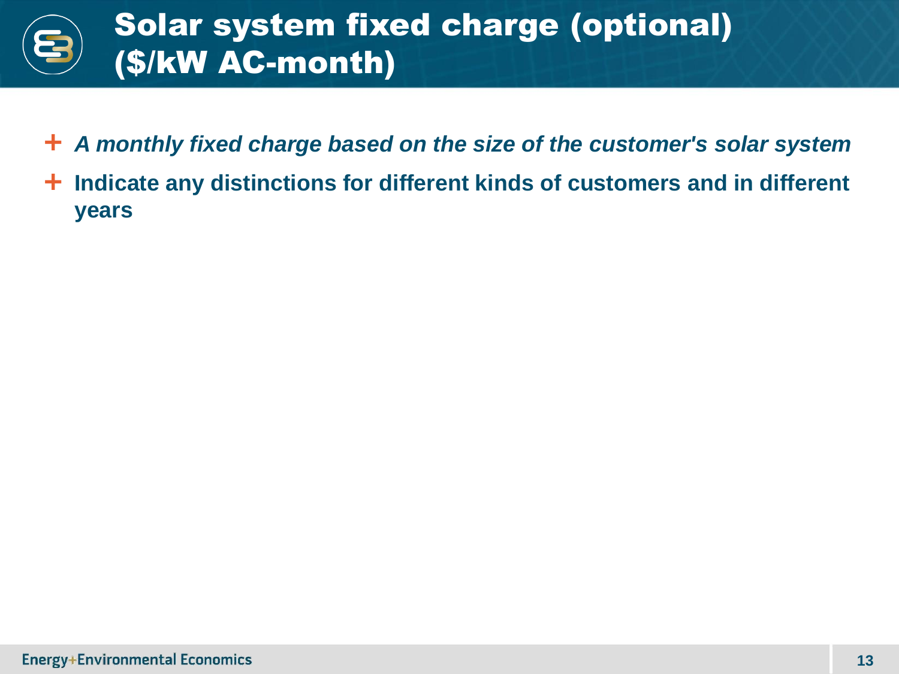# Solar system fixed charge (optional) ($/kW AC-month)

- ***A monthly fixed charge based on the size of the customer's solar system***
- **Indicate any distinctions for different kinds of customers and in different years**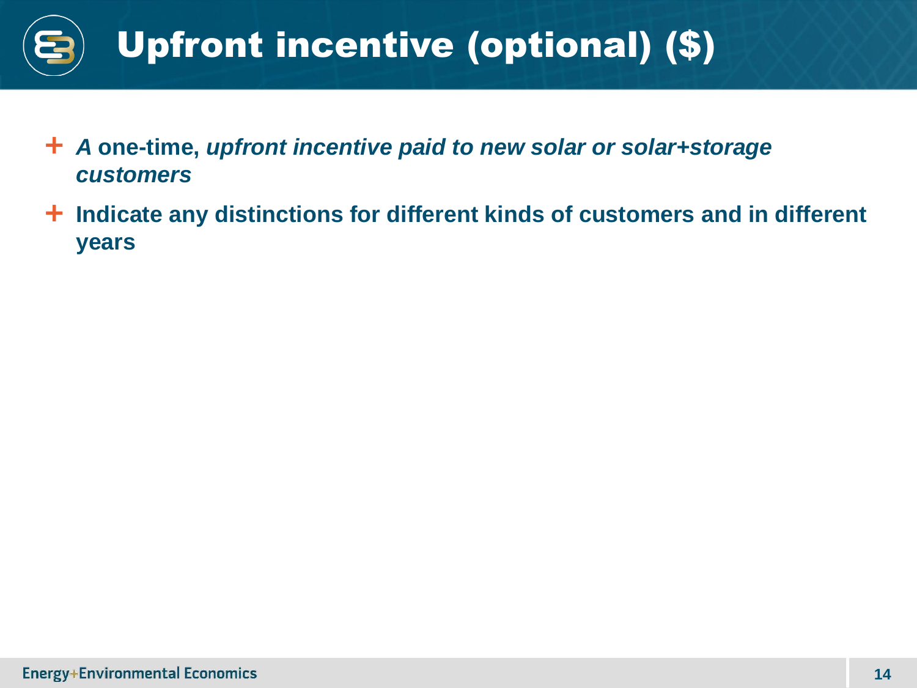# Upfront incentive (optional) ($)

- ***A** one-time, **upfront incentive paid to new solar or solar+storage customers***
- **Indicate any distinctions for different kinds of customers and in different years**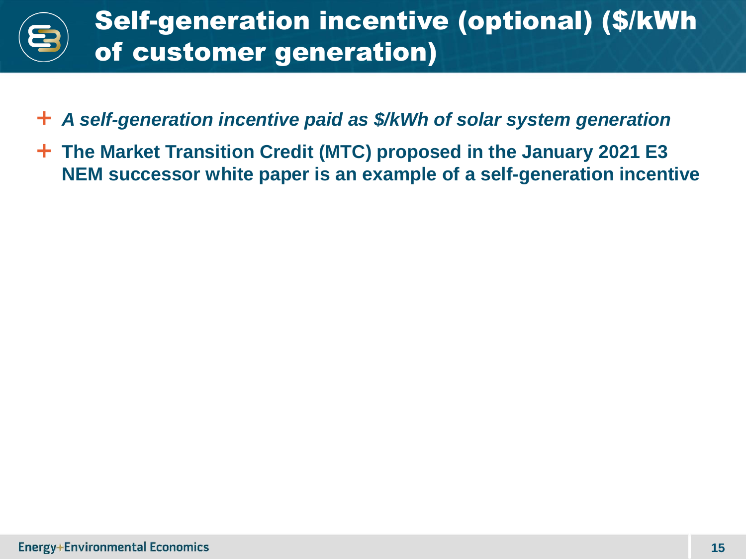# Self-generation incentive (optional) ($/kWh of customer generation)

- ***A self-generation incentive paid as $/kWh of solar system generation***
- **The Market Transition Credit (MTC) proposed in the January 2021 E3 NEM successor white paper is an example of a self-generation incentive**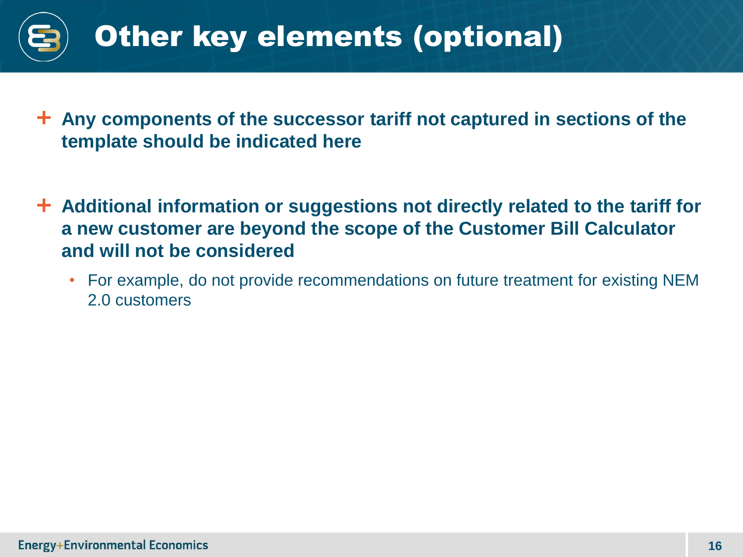# Other key elements (optional)

- **Any components of the successor tariff not captured in sections of the template should be indicated here**
- **Additional information or suggestions not directly related to the tariff for a new customer are beyond the scope of the Customer Bill Calculator and will not be considered**
  - For example, do not provide recommendations on future treatment for existing NEM 2.0 customers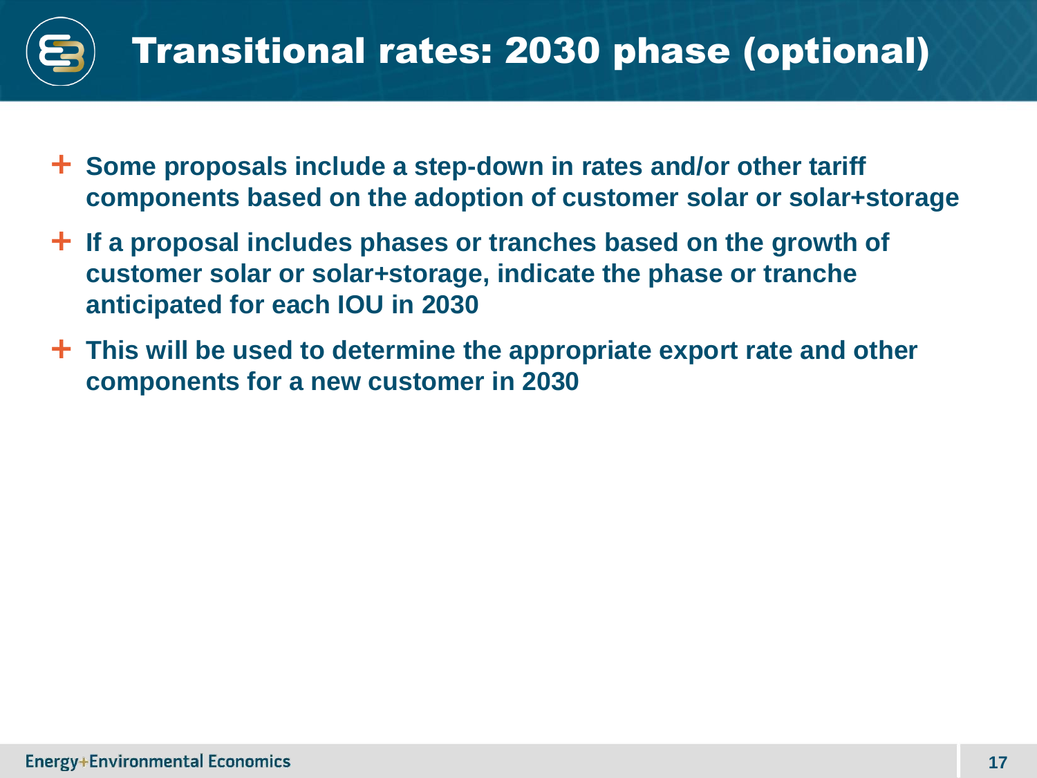# Transitional rates: 2030 phase (optional)

- **Some proposals include a step-down in rates and/or other tariff components based on the adoption of customer solar or solar+storage**
- **If a proposal includes phases or tranches based on the growth of customer solar or solar+storage, indicate the phase or tranche anticipated for each IOU in 2030**
- **This will be used to determine the appropriate export rate and other components for a new customer in 2030**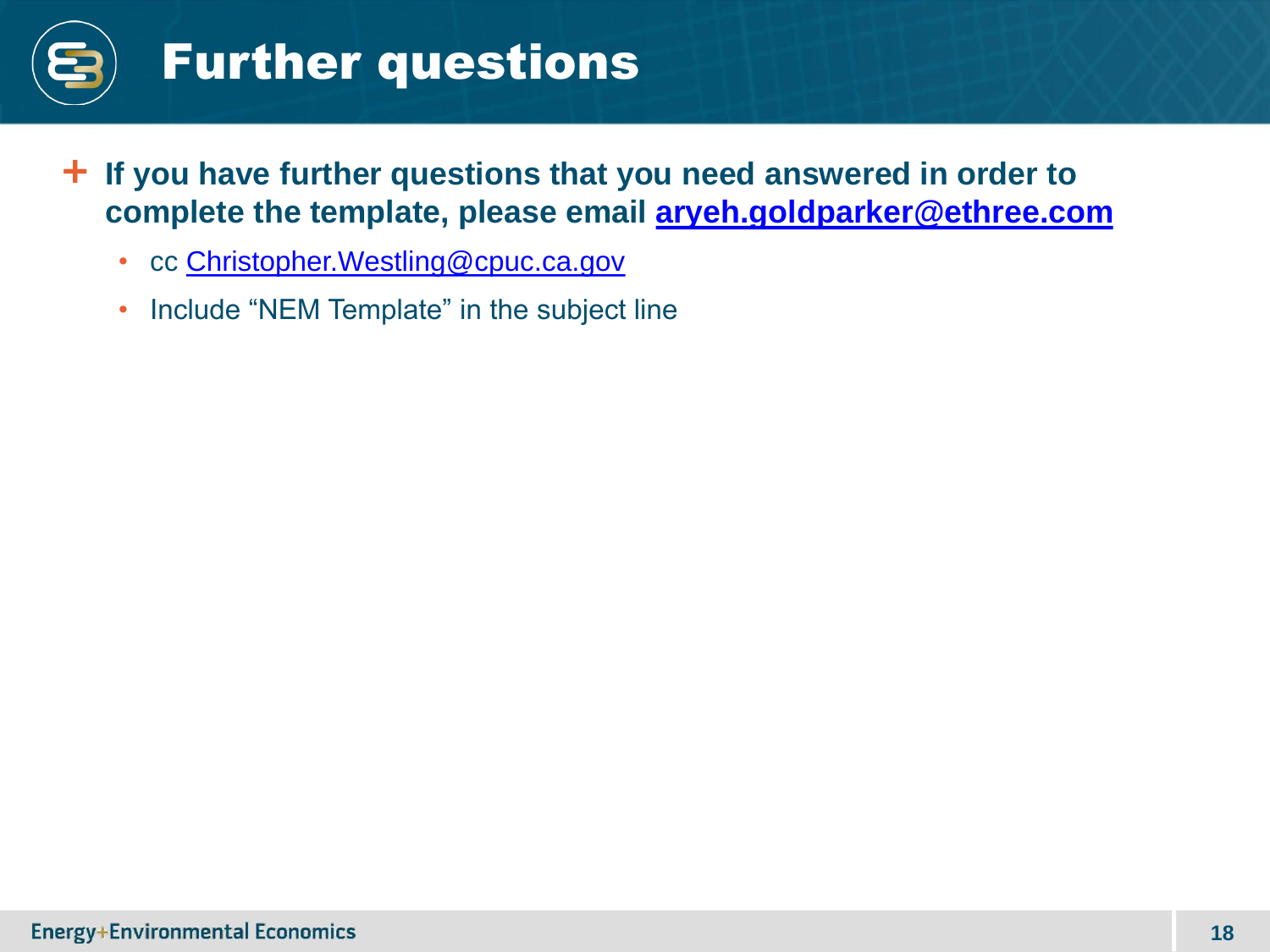# Further questions

- **If you have further questions that you need answered in order to complete the template, please email aryeh.goldparker@ethree.com**
  - cc Christopher.Westling@cpuc.ca.gov
  - Include "NEM Template" in the subject line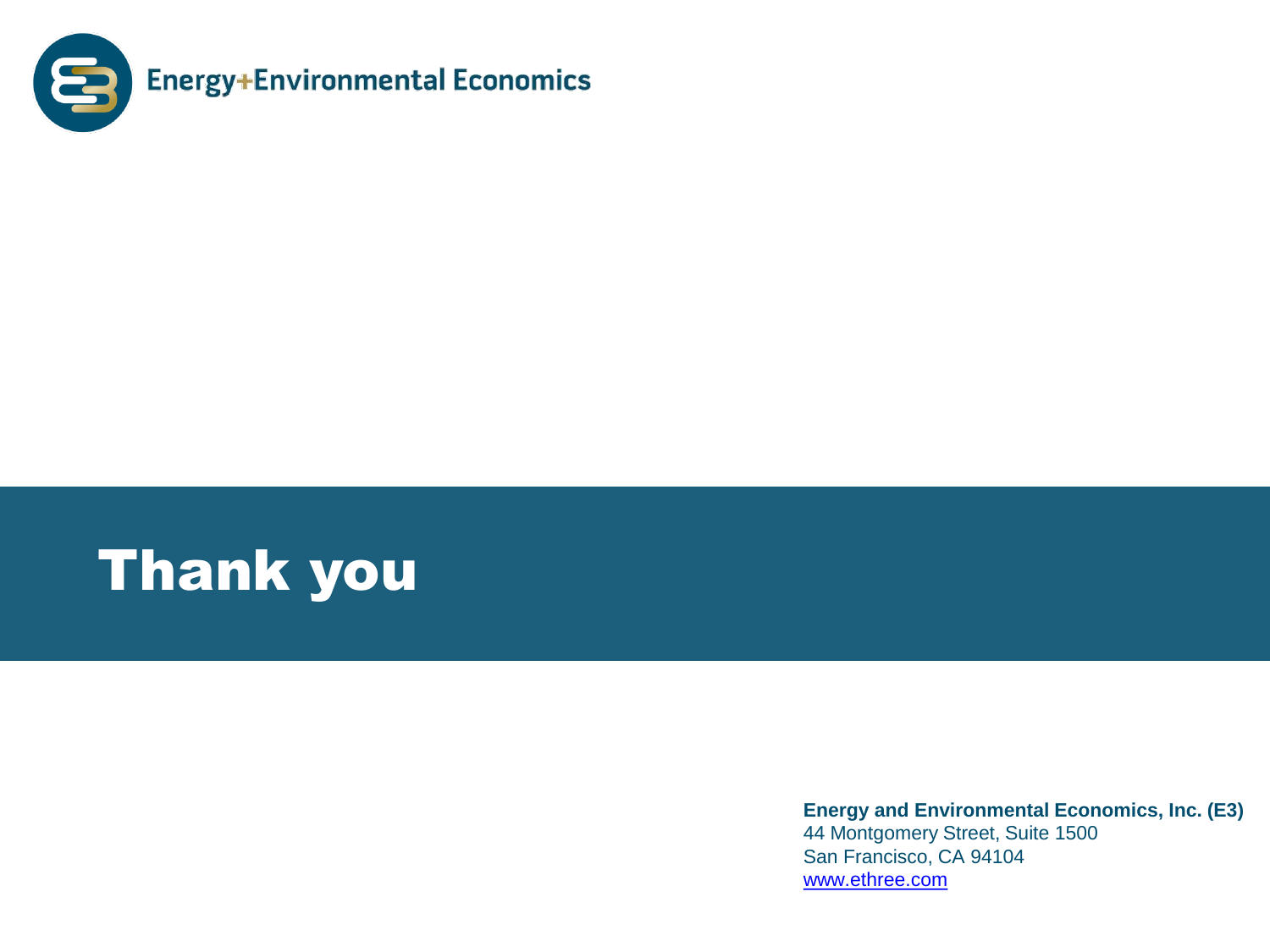Energy+Environmental Economics

# Thank you

**Energy and Environmental Economics, Inc. (E3)**
44 Montgomery Street, Suite 1500
San Francisco, CA 94104
www.ethree.com